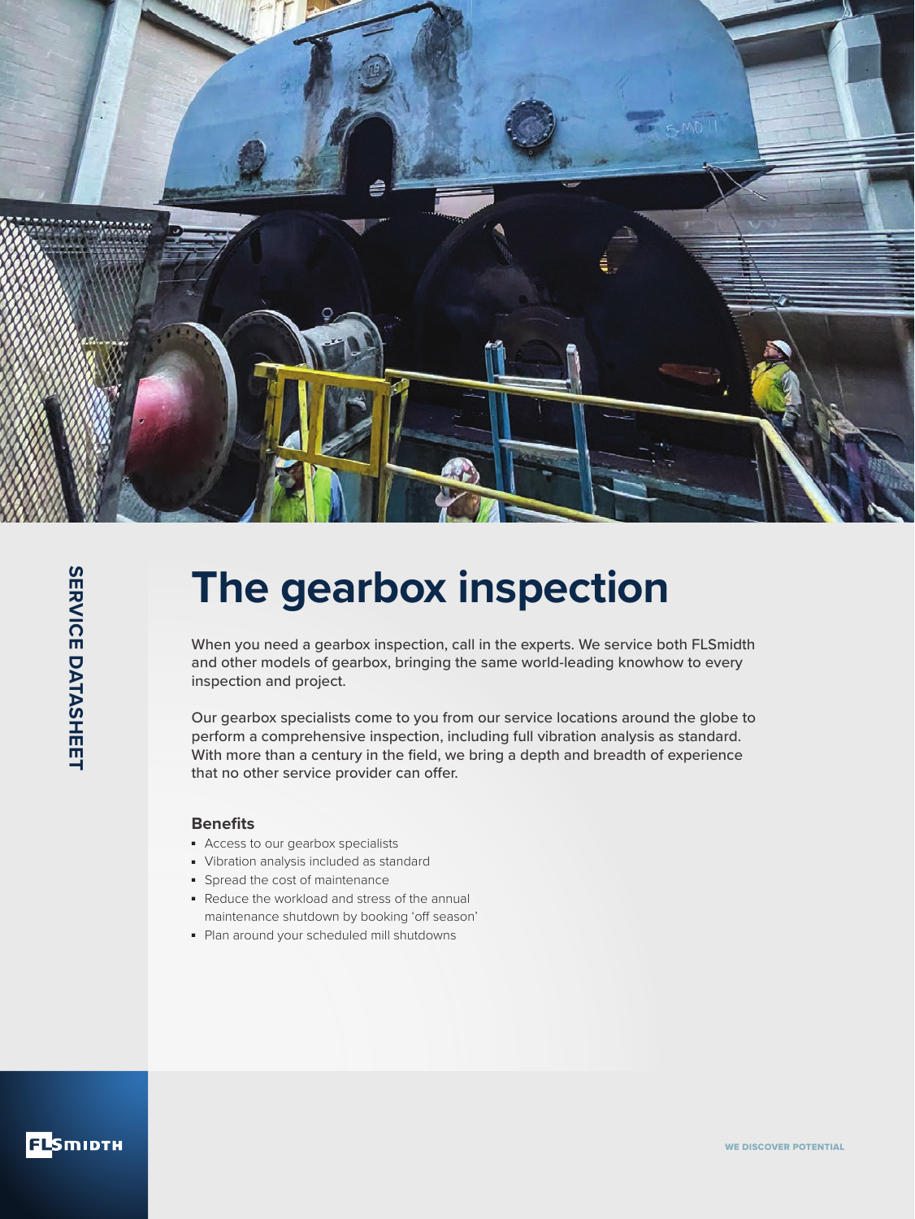SERVICE DATASHEET

# The gearbox inspection

When you need a gearbox inspection, call in the experts. We service both FLSmidth and other models of gearbox, bringing the same world-leading knowhow to every inspection and project.

Our gearbox specialists come to you from our service locations around the globe to perform a comprehensive inspection, including full vibration analysis as standard. With more than a century in the field, we bring a depth and breadth of experience that no other service provider can offer.

### Benefits

- Access to our gearbox specialists
- Vibration analysis included as standard
- Spread the cost of maintenance
- Reduce the workload and stress of the annual maintenance shutdown by booking 'off season'
- Plan around your scheduled mill shutdowns

FLSMIDTH

WE DISCOVER POTENTIAL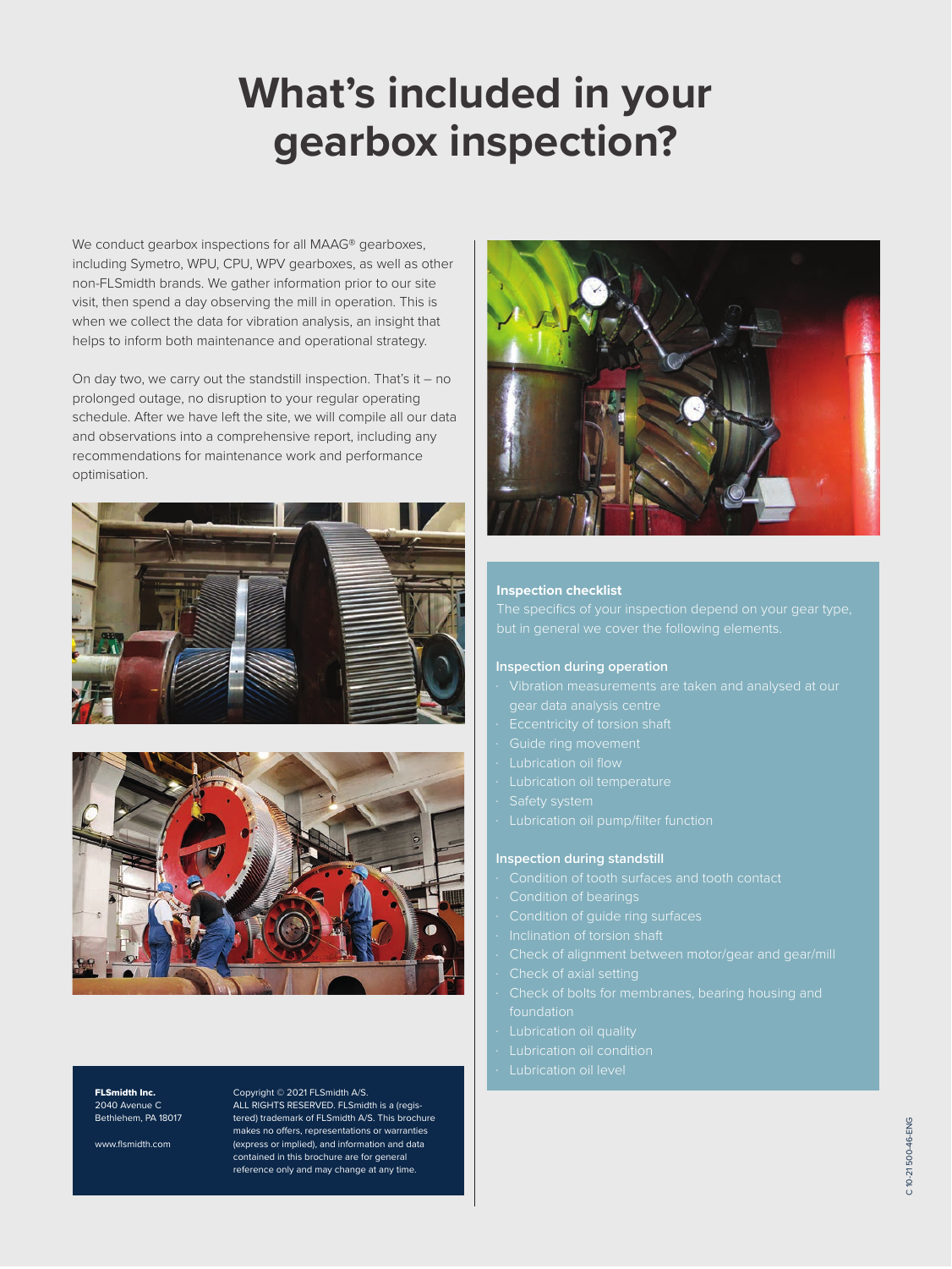# What's included in your gearbox inspection?

We conduct gearbox inspections for all MAAG® gearboxes, including Symetro, WPU, CPU, WPV gearboxes, as well as other non-FLSmidth brands. We gather information prior to our site visit, then spend a day observing the mill in operation. This is when we collect the data for vibration analysis, an insight that helps to inform both maintenance and operational strategy.

On day two, we carry out the standstill inspection. That's it – no prolonged outage, no disruption to your regular operating schedule. After we have left the site, we will compile all our data and observations into a comprehensive report, including any recommendations for maintenance work and performance optimisation.

**FLSmidth Inc.**
2040 Avenue C
Bethlehem, PA 18017

www.flsmidth.com

Copyright © 2021 FLSmidth A/S.
ALL RIGHTS RESERVED. FLSmidth is a (registered) trademark of FLSmidth A/S. This brochure makes no offers, representations or warranties (express or implied), and information and data contained in this brochure are for general reference only and may change at any time.

**Inspection checklist**

The specifics of your inspection depend on your gear type, but in general we cover the following elements.

**Inspection during operation**

- Vibration measurements are taken and analysed at our gear data analysis centre
- Eccentricity of torsion shaft
- Guide ring movement
- Lubrication oil flow
- Lubrication oil temperature
- Safety system
- Lubrication oil pump/filter function

**Inspection during standstill**

- Condition of tooth surfaces and tooth contact
- Condition of bearings
- Condition of guide ring surfaces
- Inclination of torsion shaft
- Check of alignment between motor/gear and gear/mill
- Check of axial setting
- Check of bolts for membranes, bearing housing and foundation
- Lubrication oil quality
- Lubrication oil condition
- Lubrication oil level

C 10-21 500-46-ENG